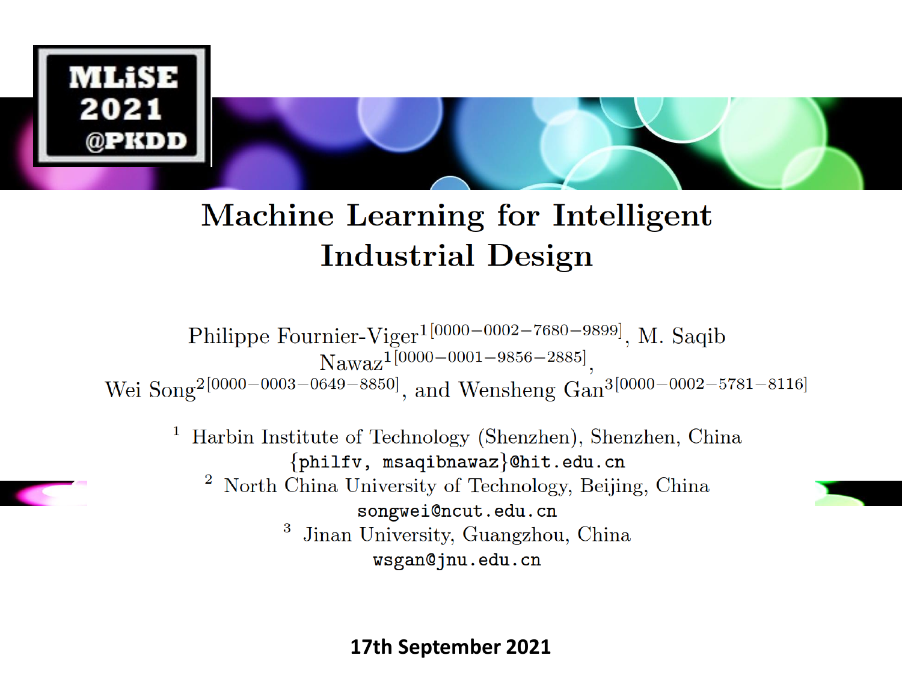MLiSE 2021 @PKDD

# Machine Learning for Intelligent Industrial Design

Philippe Fournier-Viger[1 [0000−0002−7680−9899]], M. Saqib Nawaz[1 [0000−0001−9856−2885]], Wei Song[2 [0000−0003−0649−8850]], and Wensheng Gan[3 [0000−0002−5781−8116]]

[1] Harbin Institute of Technology (Shenzhen), Shenzhen, China
{philfv, msaqibnawaz}@hit.edu.cn

[2] North China University of Technology, Beijing, China
songwei@ncut.edu.cn

[3] Jinan University, Guangzhou, China
wsgan@jnu.edu.cn

**17th September 2021**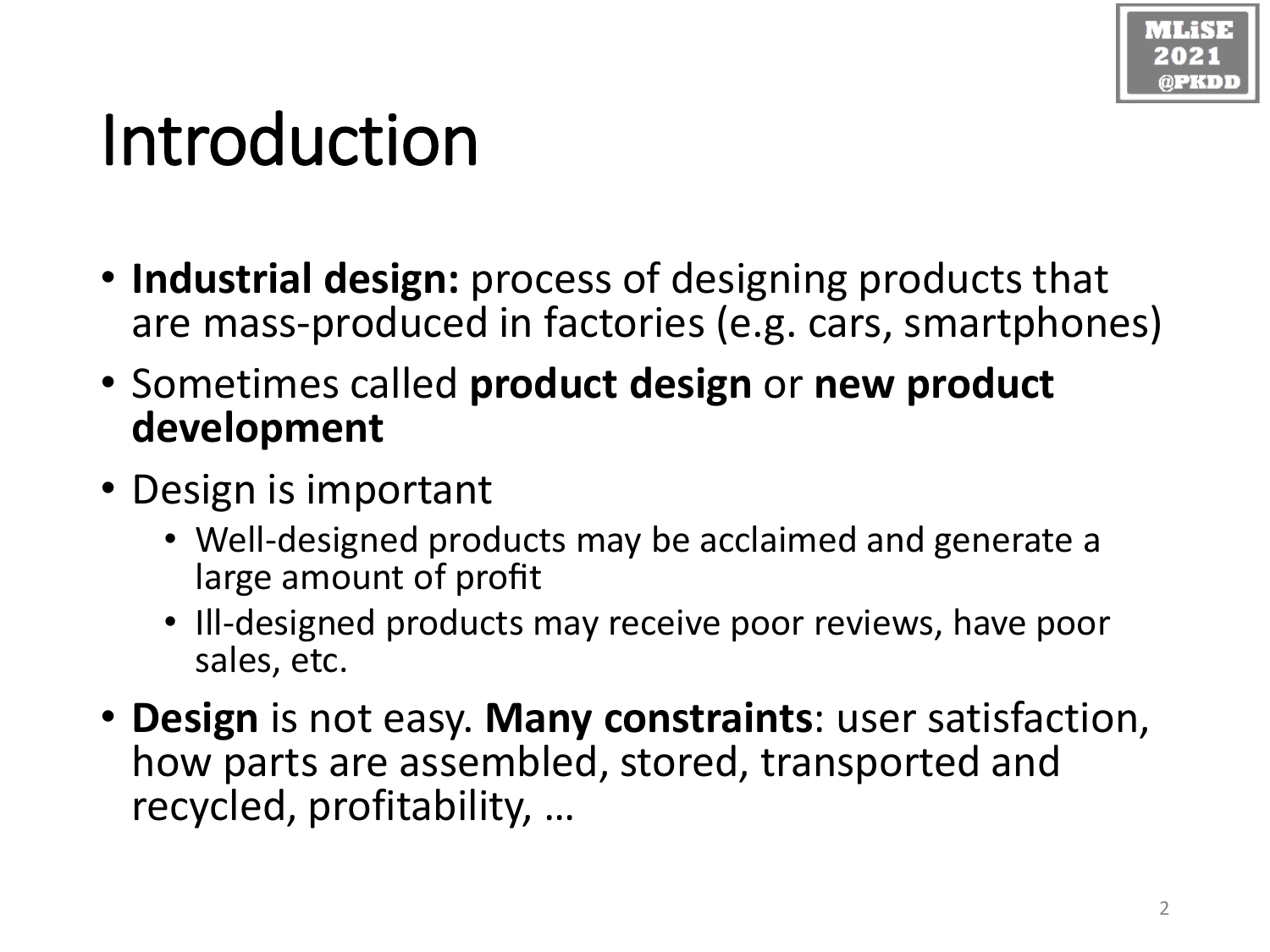# Introduction

- **Industrial design:** process of designing products that are mass-produced in factories (e.g. cars, smartphones)
- Sometimes called **product design** or **new product development**
- Design is important
  - Well-designed products may be acclaimed and generate a large amount of profit
  - Ill-designed products may receive poor reviews, have poor sales, etc.
- **Design** is not easy. **Many constraints**: user satisfaction, how parts are assembled, stored, transported and recycled, profitability, …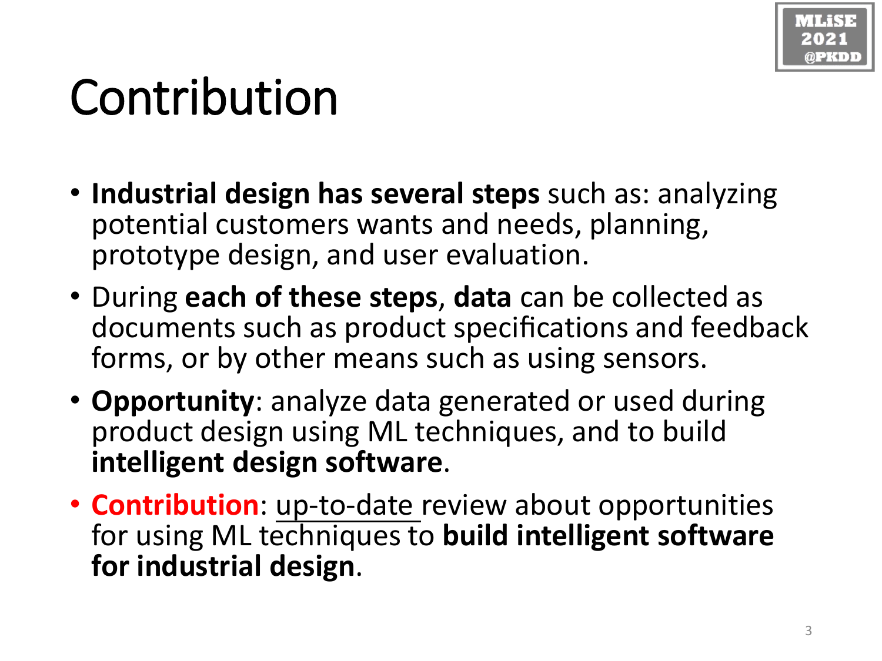# Contribution

- **Industrial design has several steps** such as: analyzing potential customers wants and needs, planning, prototype design, and user evaluation.
- During **each of these steps**, **data** can be collected as documents such as product specifications and feedback forms, or by other means such as using sensors.
- **Opportunity**: analyze data generated or used during product design using ML techniques, and to build **intelligent design software**.
- **Contribution**: <u>up-to-date</u> review about opportunities for using ML techniques to **build intelligent software for industrial design**.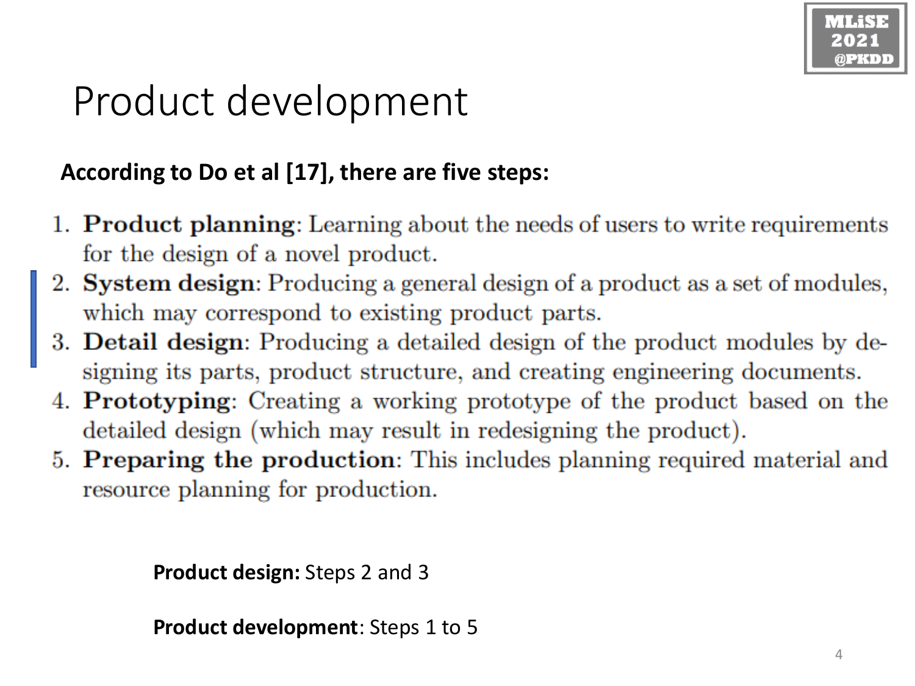# Product development

**According to Do et al [17], there are five steps:**

1. **Product planning**: Learning about the needs of users to write requirements for the design of a novel product.
2. **System design**: Producing a general design of a product as a set of modules, which may correspond to existing product parts.
3. **Detail design**: Producing a detailed design of the product modules by designing its parts, product structure, and creating engineering documents.
4. **Prototyping**: Creating a working prototype of the product based on the detailed design (which may result in redesigning the product).
5. **Preparing the production**: This includes planning required material and resource planning for production.

**Product design:** Steps 2 and 3

**Product development**: Steps 1 to 5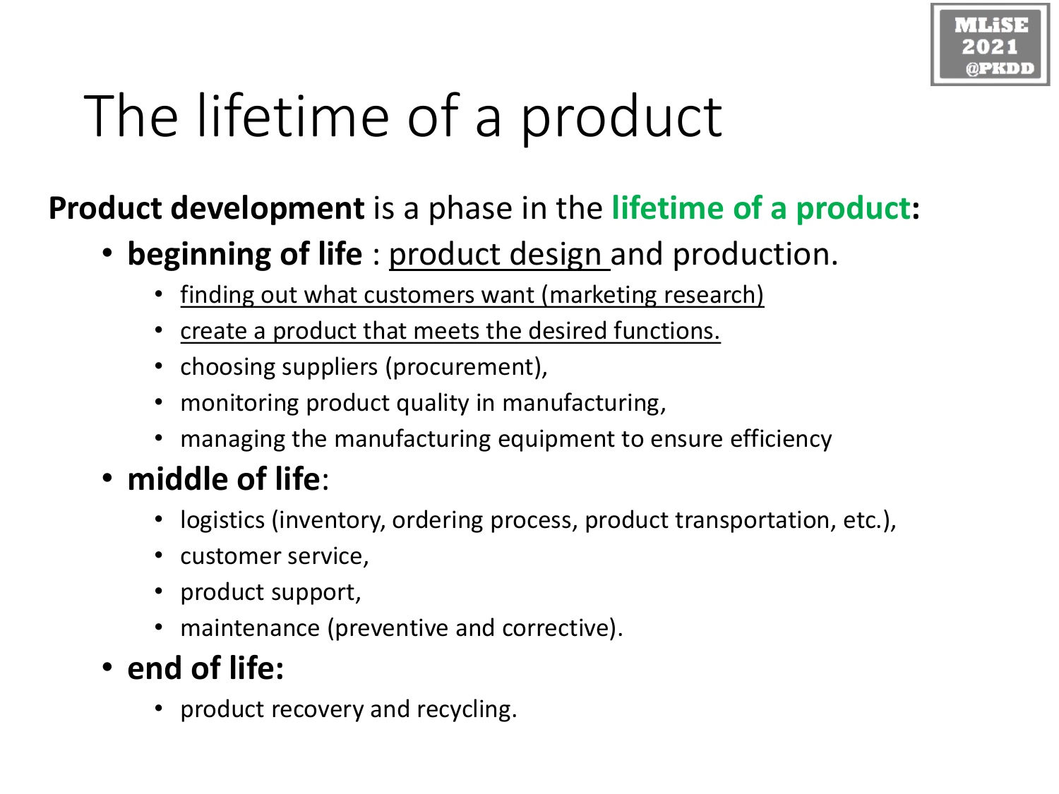# The lifetime of a product

**Product development** is a phase in the **lifetime of a product:**

- **beginning of life** : product design and production.
  - finding out what customers want (marketing research)
  - create a product that meets the desired functions.
  - choosing suppliers (procurement),
  - monitoring product quality in manufacturing,
  - managing the manufacturing equipment to ensure efficiency
- **middle of life**:
  - logistics (inventory, ordering process, product transportation, etc.),
  - customer service,
  - product support,
  - maintenance (preventive and corrective).
- **end of life:**
  - product recovery and recycling.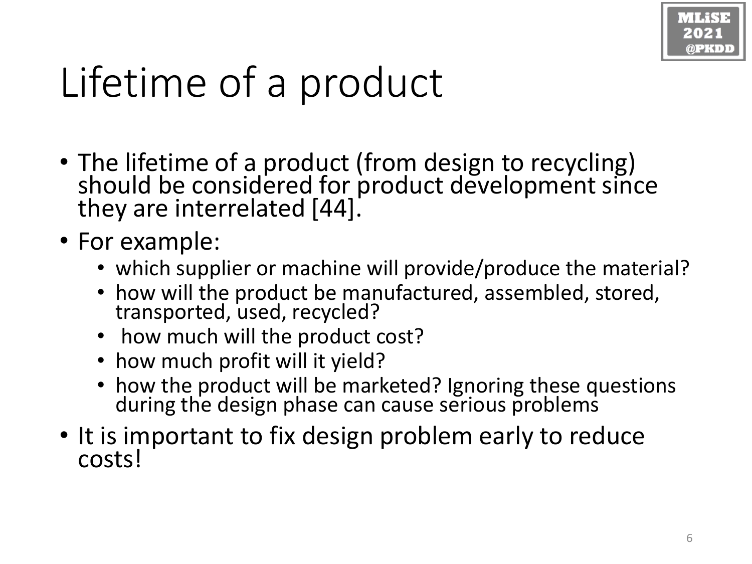# Lifetime of a product

- The lifetime of a product (from design to recycling) should be considered for product development since they are interrelated [44].
- For example:
  - which supplier or machine will provide/produce the material?
  - how will the product be manufactured, assembled, stored, transported, used, recycled?
  - how much will the product cost?
  - how much profit will it yield?
  - how the product will be marketed? Ignoring these questions during the design phase can cause serious problems
- It is important to fix design problem early to reduce costs!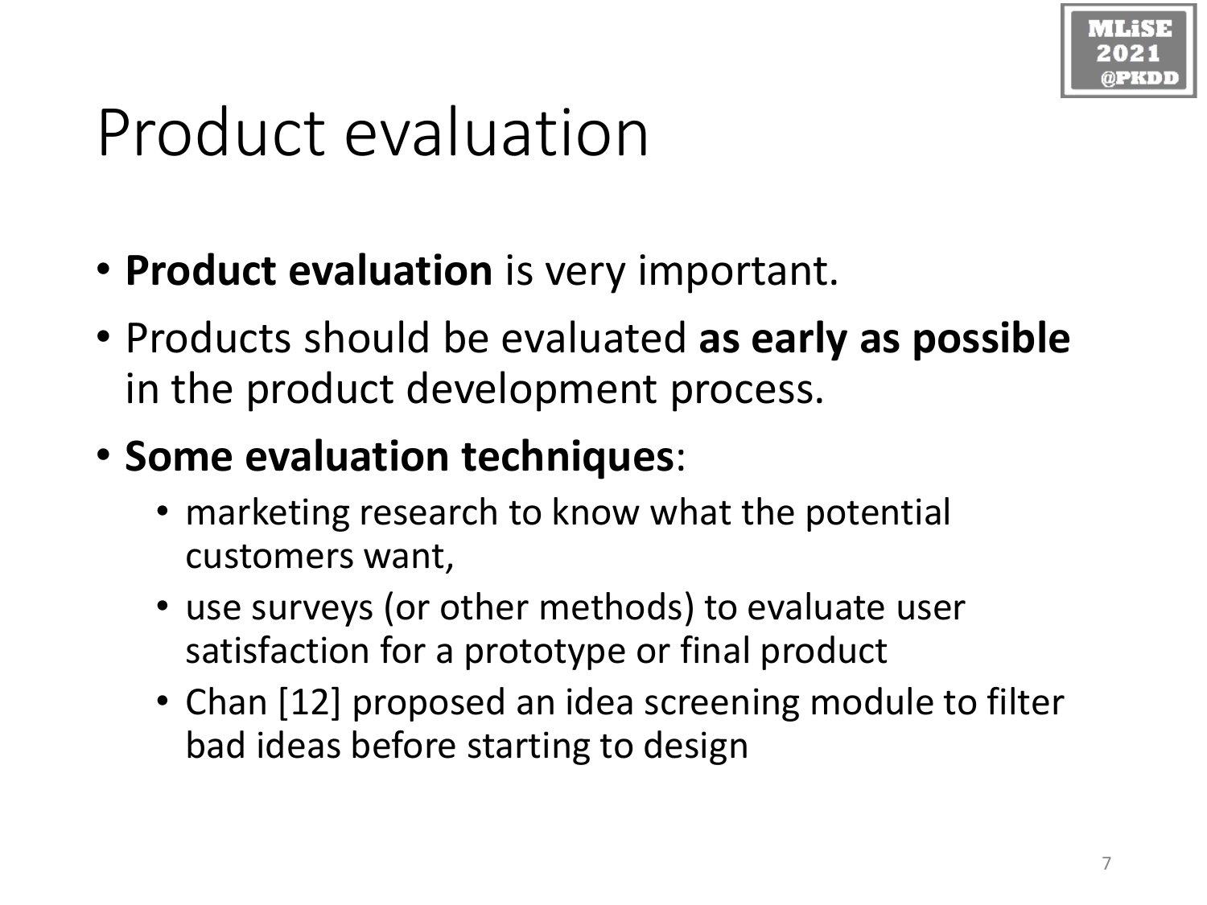# Product evaluation

- **Product evaluation** is very important.
- Products should be evaluated **as early as possible** in the product development process.
- **Some evaluation techniques**:
  - marketing research to know what the potential customers want,
  - use surveys (or other methods) to evaluate user satisfaction for a prototype or final product
  - Chan [12] proposed an idea screening module to filter bad ideas before starting to design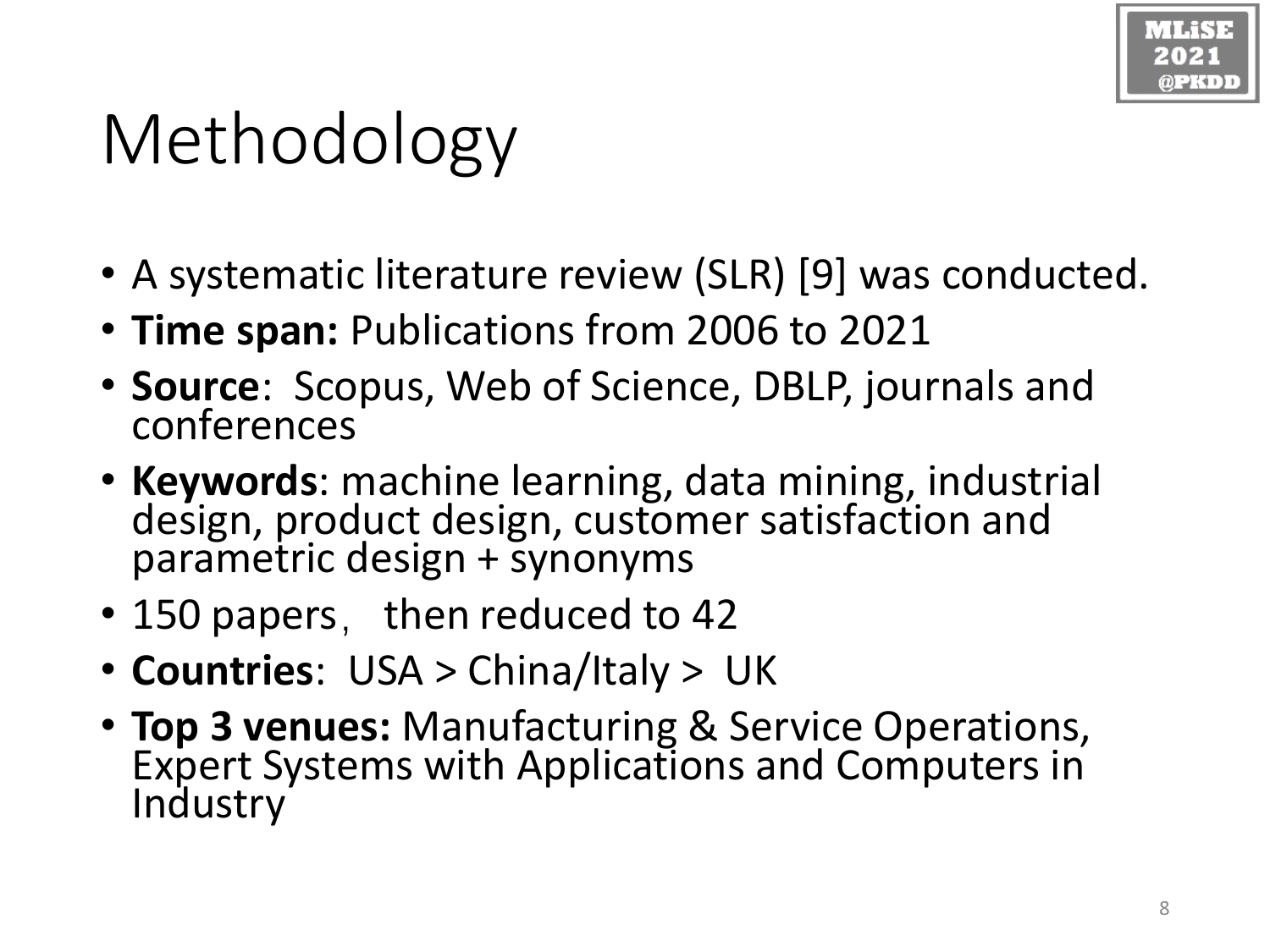# Methodology

- A systematic literature review (SLR) [9] was conducted.
- **Time span:** Publications from 2006 to 2021
- **Source**: Scopus, Web of Science, DBLP, journals and conferences
- **Keywords**: machine learning, data mining, industrial design, product design, customer satisfaction and parametric design + synonyms
- 150 papers， then reduced to 42
- **Countries**: USA > China/Italy > UK
- **Top 3 venues:** Manufacturing & Service Operations, Expert Systems with Applications and Computers in Industry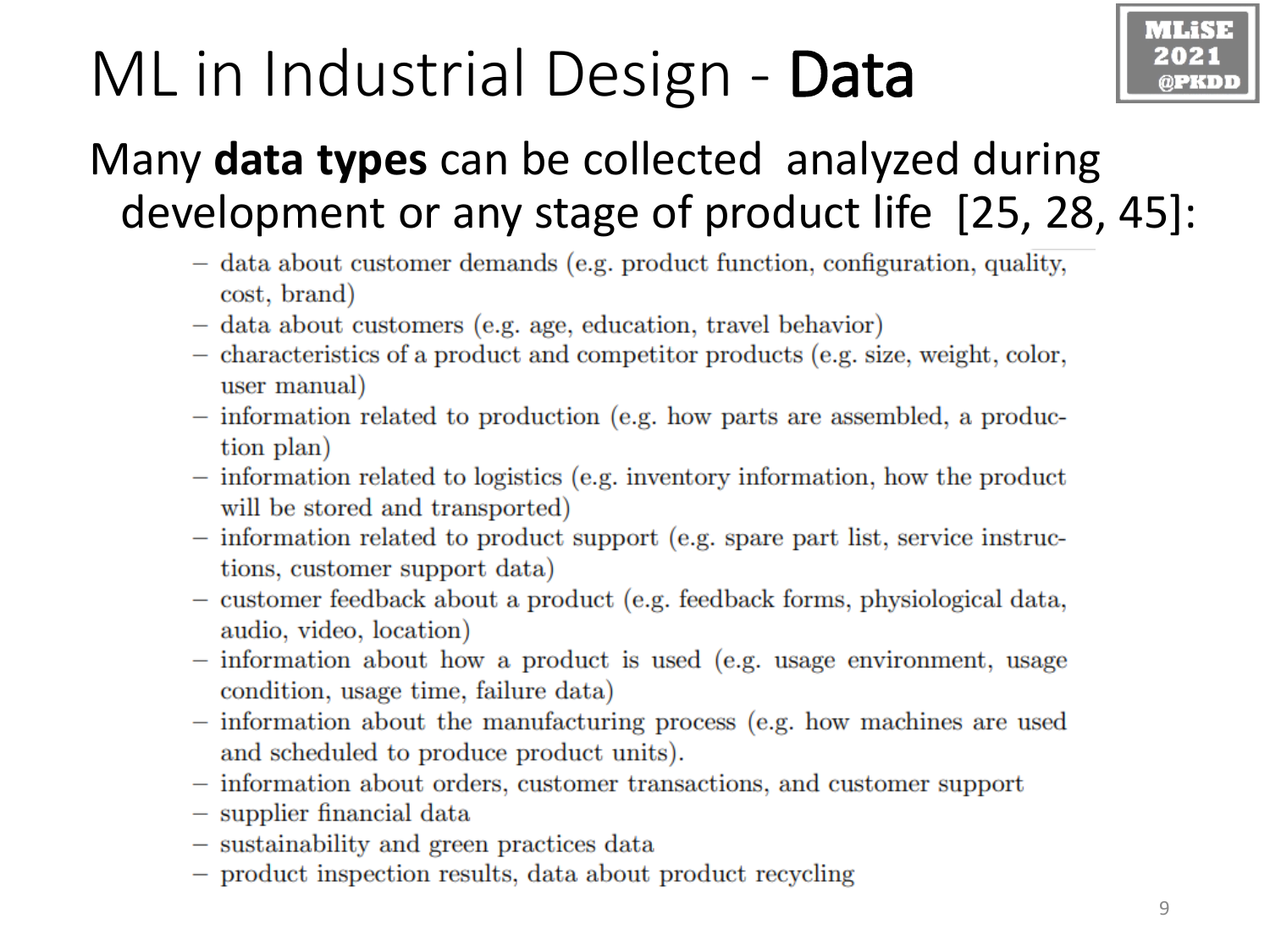# ML in Industrial Design - **Data**

Many **data types** can be collected analyzed during development or any stage of product life [25, 28, 45]:

- data about customer demands (e.g. product function, configuration, quality, cost, brand)
- data about customers (e.g. age, education, travel behavior)
- characteristics of a product and competitor products (e.g. size, weight, color, user manual)
- information related to production (e.g. how parts are assembled, a production plan)
- information related to logistics (e.g. inventory information, how the product will be stored and transported)
- information related to product support (e.g. spare part list, service instructions, customer support data)
- customer feedback about a product (e.g. feedback forms, physiological data, audio, video, location)
- information about how a product is used (e.g. usage environment, usage condition, usage time, failure data)
- information about the manufacturing process (e.g. how machines are used and scheduled to produce product units).
- information about orders, customer transactions, and customer support
- supplier financial data
- sustainability and green practices data
- product inspection results, data about product recycling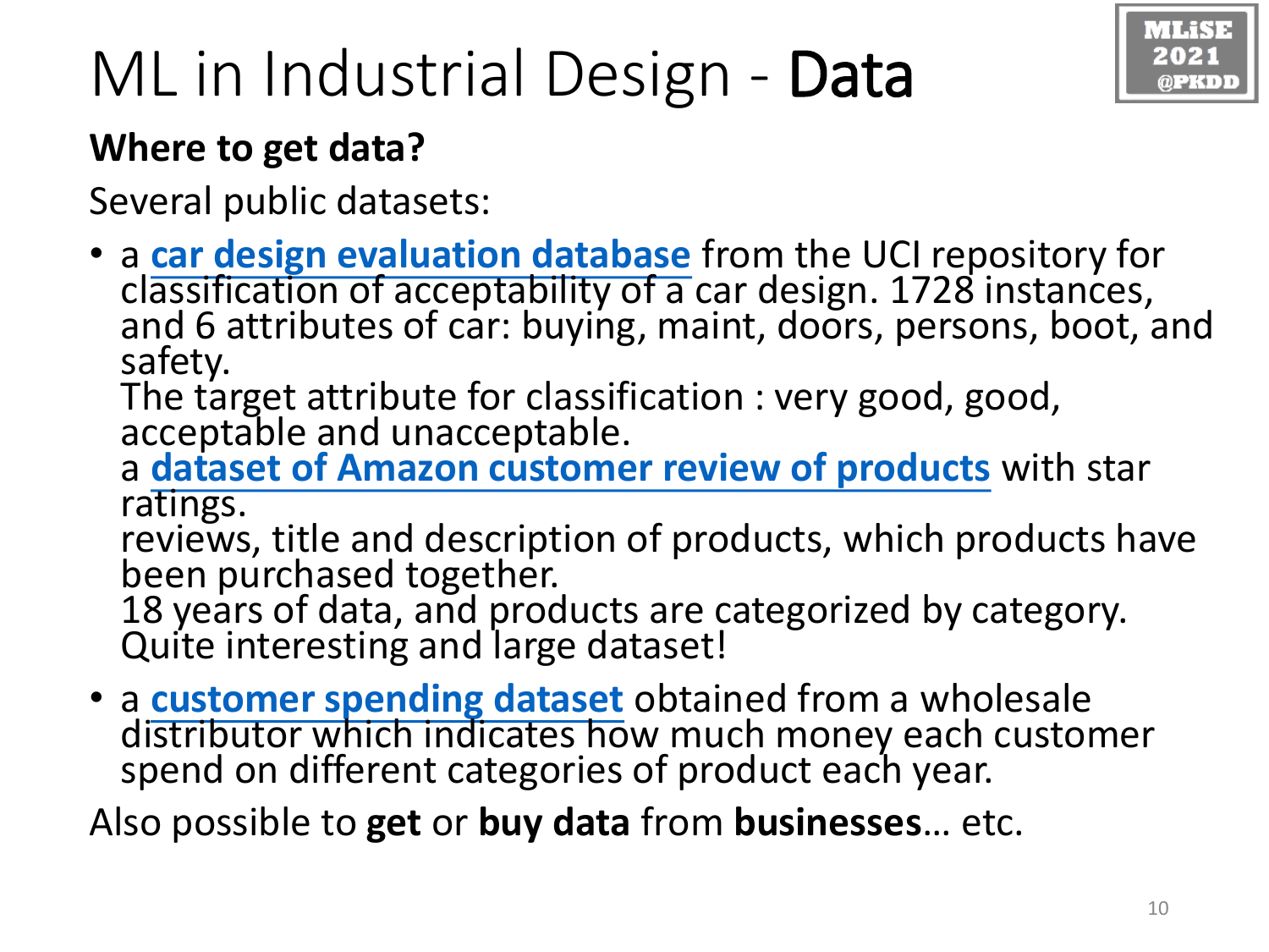# ML in Industrial Design - **Data**

**Where to get data?**

Several public datasets:

- a **car design evaluation database** from the UCI repository for classification of acceptability of a car design. 1728 instances, and 6 attributes of car: buying, maint, doors, persons, boot, and safety.
  The target attribute for classification : very good, good, acceptable and unacceptable.
  a **dataset of Amazon customer review of products** with star ratings.
  reviews, title and description of products, which products have been purchased together.
  18 years of data, and products are categorized by category.
  Quite interesting and large dataset!
- a **customer spending dataset** obtained from a wholesale distributor which indicates how much money each customer spend on different categories of product each year.

Also possible to **get** or **buy data** from **businesses**… etc.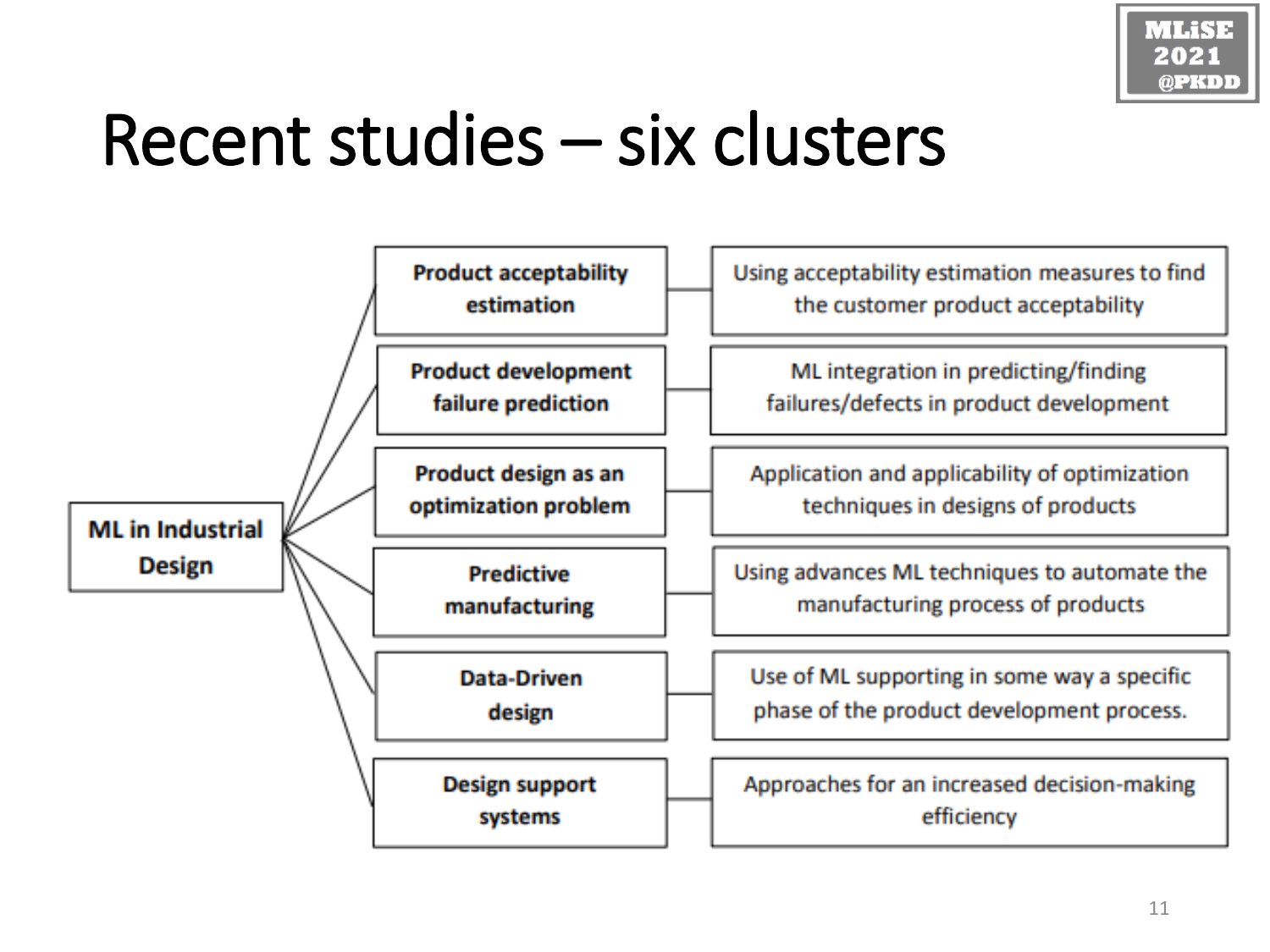# Recent studies – six clusters

**ML in Industrial Design**

| Cluster | Description |
| --- | --- |
| **Product acceptability estimation** | Using acceptability estimation measures to find the customer product acceptability |
| **Product development failure prediction** | ML integration in predicting/finding failures/defects in product development |
| **Product design as an optimization problem** | Application and applicability of optimization techniques in designs of products |
| **Predictive manufacturing** | Using advances ML techniques to automate the manufacturing process of products |
| **Data-Driven design** | Use of ML supporting in some way a specific phase of the product development process. |
| **Design support systems** | Approaches for an increased decision-making efficiency |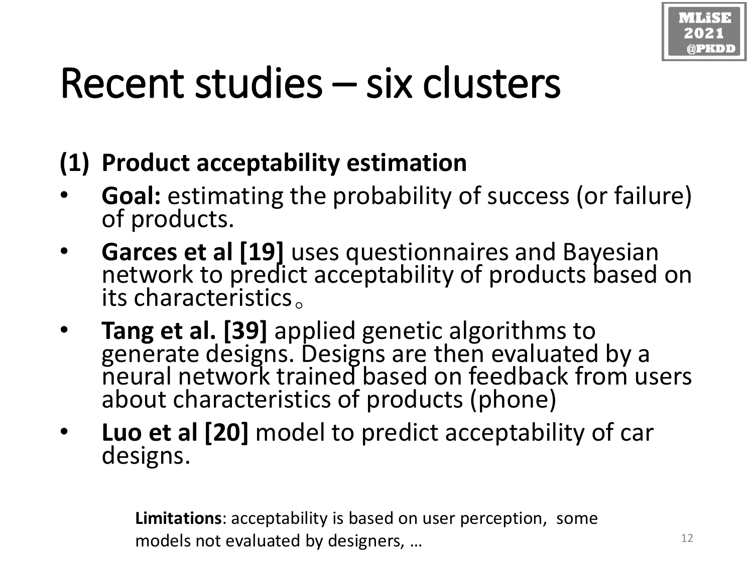# Recent studies – six clusters

## (1) Product acceptability estimation

- **Goal:** estimating the probability of success (or failure) of products.
- **Garces et al [19]** uses questionnaires and Bayesian network to predict acceptability of products based on its characteristics。
- **Tang et al. [39]** applied genetic algorithms to generate designs. Designs are then evaluated by a neural network trained based on feedback from users about characteristics of products (phone)
- **Luo et al [20]** model to predict acceptability of car designs.

**Limitations**: acceptability is based on user perception, some models not evaluated by designers, …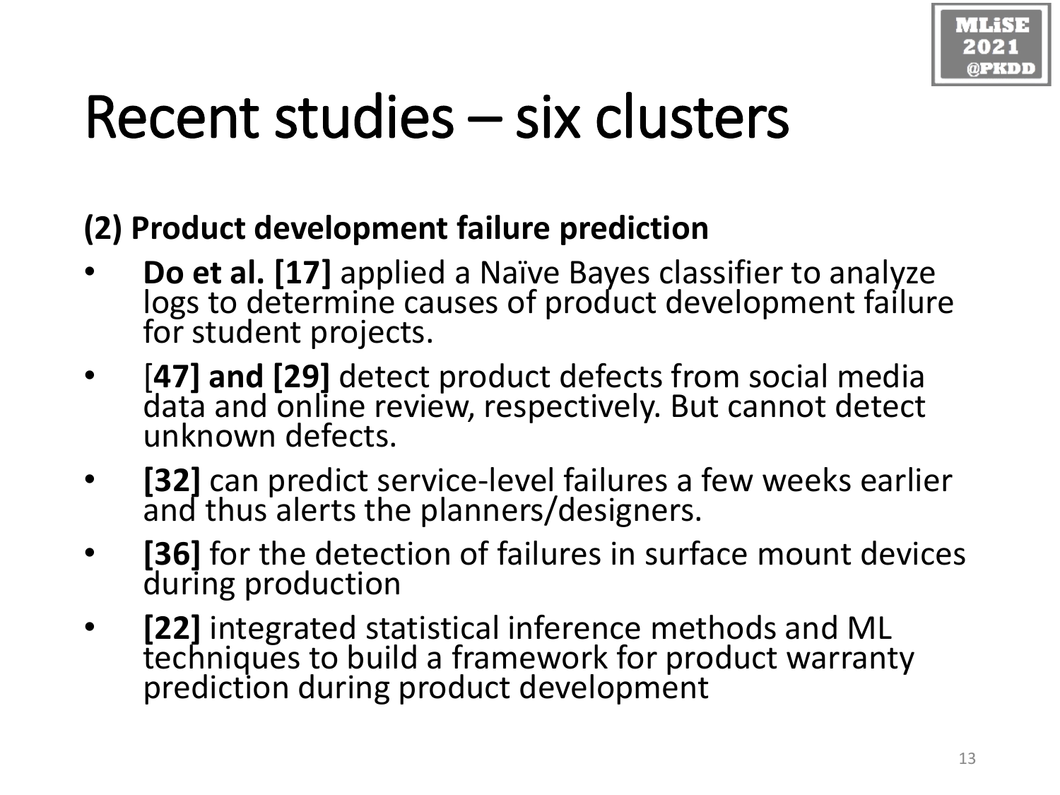# Recent studies – six clusters

**(2) Product development failure prediction**

- **Do et al. [17]** applied a Naïve Bayes classifier to analyze logs to determine causes of product development failure for student projects.
- [**47] and [29]** detect product defects from social media data and online review, respectively. But cannot detect unknown defects.
- **[32]** can predict service-level failures a few weeks earlier and thus alerts the planners/designers.
- **[36]** for the detection of failures in surface mount devices during production
- **[22]** integrated statistical inference methods and ML techniques to build a framework for product warranty prediction during product development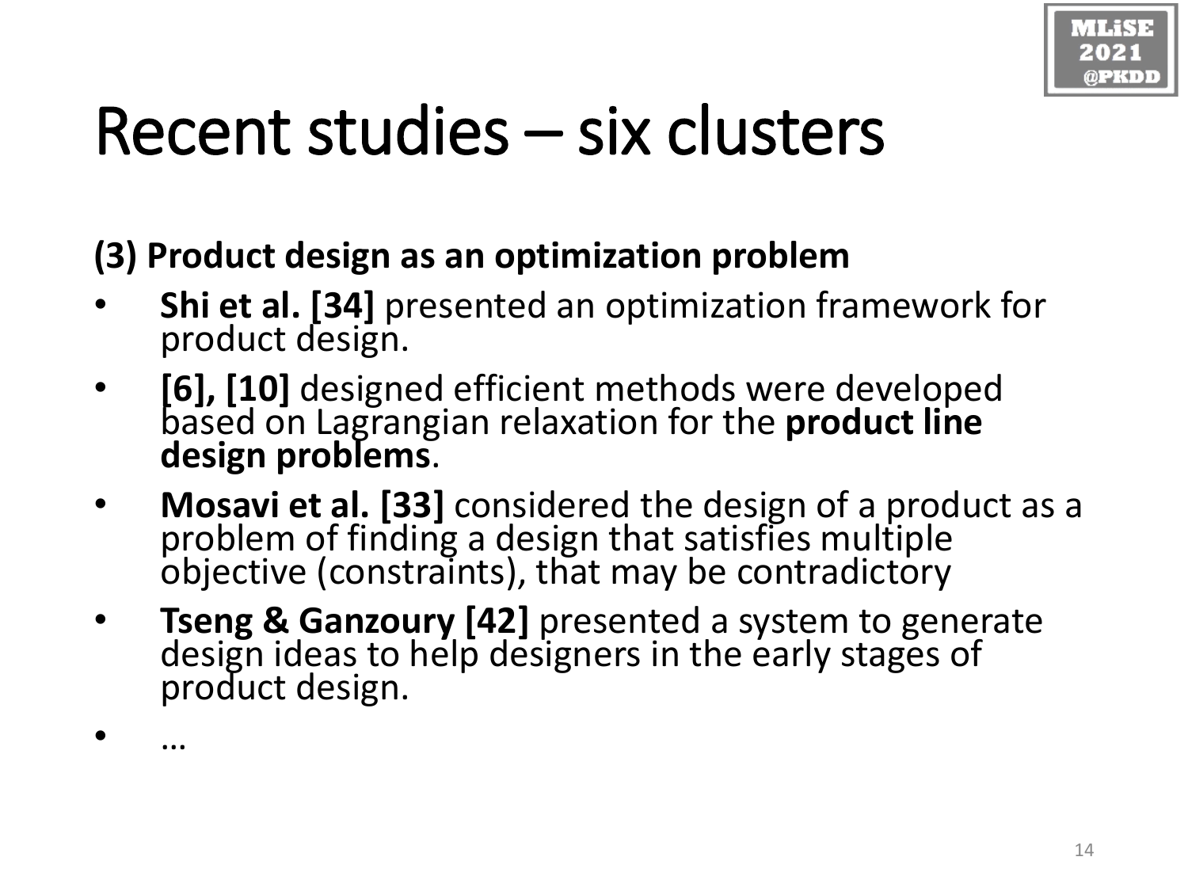# Recent studies – six clusters

**(3) Product design as an optimization problem**

- **Shi et al. [34]** presented an optimization framework for product design.
- **[6], [10]** designed efficient methods were developed based on Lagrangian relaxation for the **product line design problems**.
- **Mosavi et al. [33]** considered the design of a product as a problem of finding a design that satisfies multiple objective (constraints), that may be contradictory
- **Tseng & Ganzoury [42]** presented a system to generate design ideas to help designers in the early stages of product design.
- …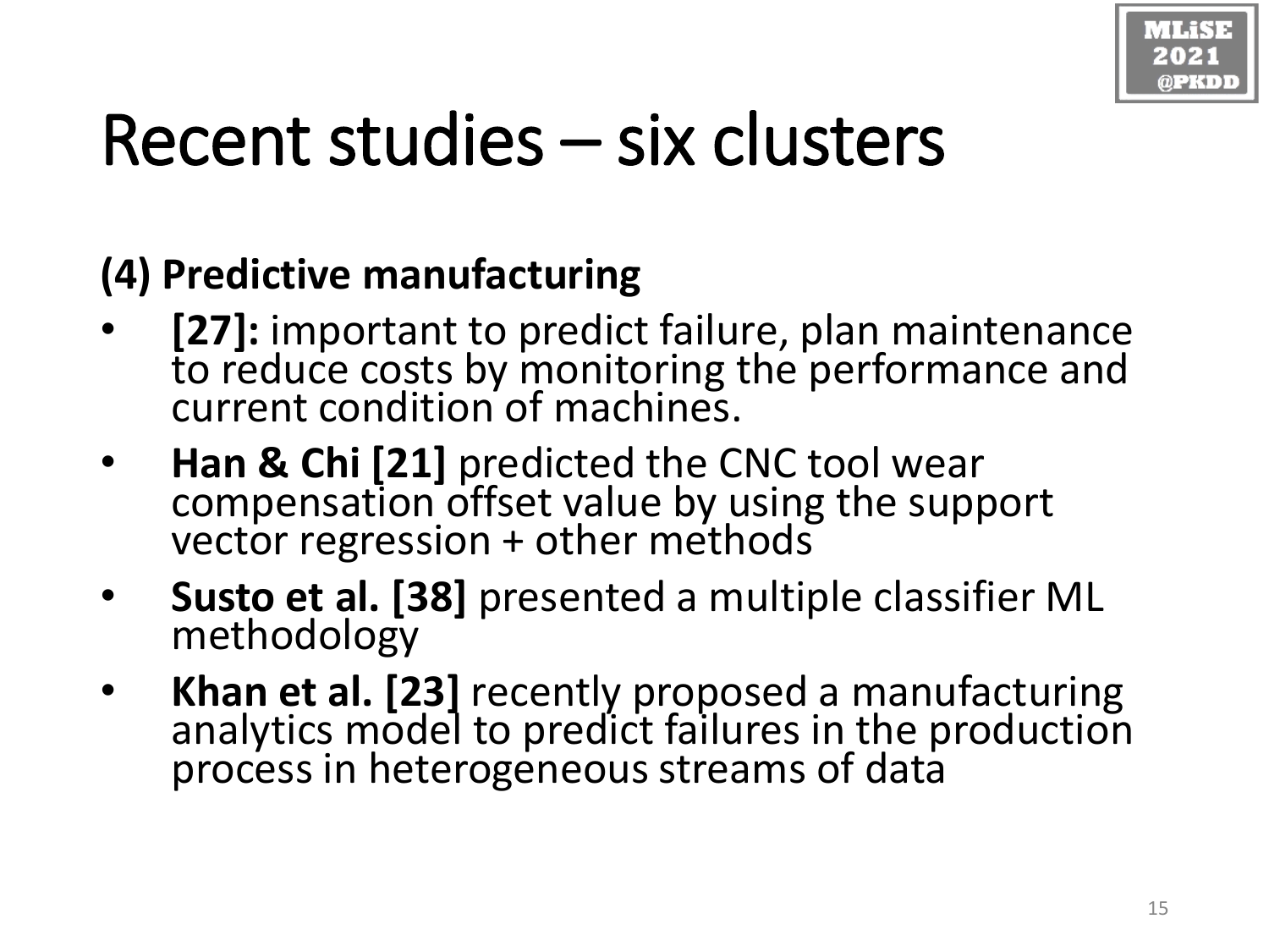# Recent studies – six clusters

**(4) Predictive manufacturing**

- **[27]:** important to predict failure, plan maintenance to reduce costs by monitoring the performance and current condition of machines.
- **Han & Chi [21]** predicted the CNC tool wear compensation offset value by using the support vector regression + other methods
- **Susto et al. [38]** presented a multiple classifier ML methodology
- **Khan et al. [23]** recently proposed a manufacturing analytics model to predict failures in the production process in heterogeneous streams of data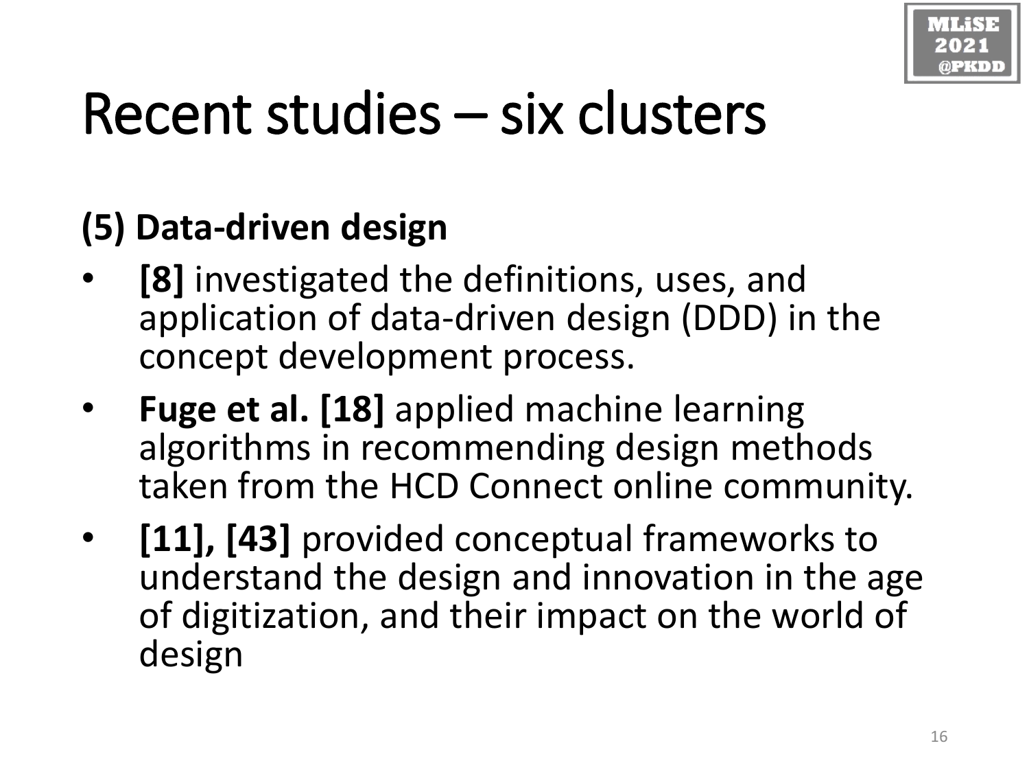# Recent studies – six clusters

## (5) Data-driven design

- **[8]** investigated the definitions, uses, and application of data-driven design (DDD) in the concept development process.
- **Fuge et al. [18]** applied machine learning algorithms in recommending design methods taken from the HCD Connect online community.
- **[11], [43]** provided conceptual frameworks to understand the design and innovation in the age of digitization, and their impact on the world of design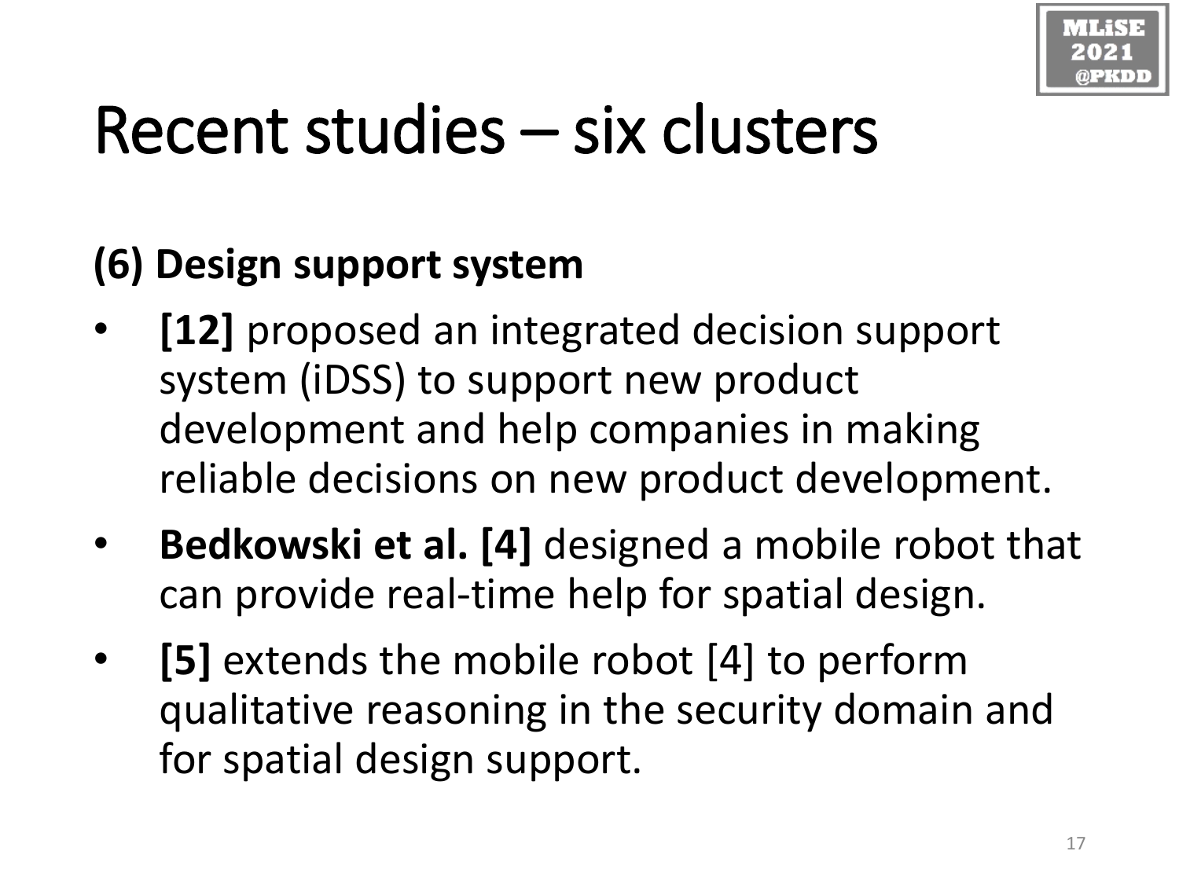# Recent studies – six clusters

## (6) Design support system

- **[12]** proposed an integrated decision support system (iDSS) to support new product development and help companies in making reliable decisions on new product development.
- **Bedkowski et al. [4]** designed a mobile robot that can provide real-time help for spatial design.
- **[5]** extends the mobile robot [4] to perform qualitative reasoning in the security domain and for spatial design support.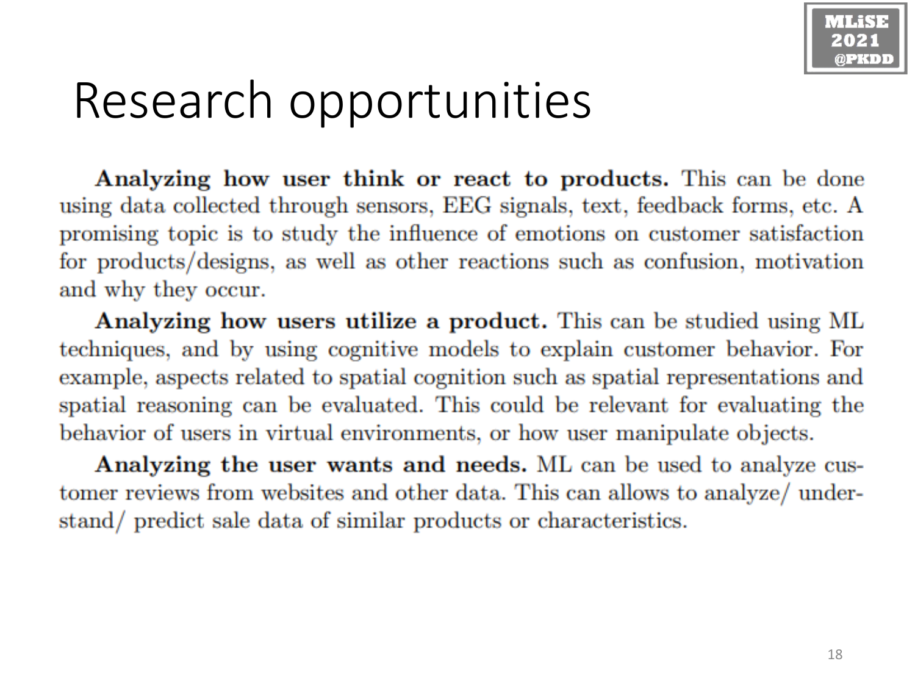# Research opportunities

**Analyzing how user think or react to products.** This can be done using data collected through sensors, EEG signals, text, feedback forms, etc. A promising topic is to study the influence of emotions on customer satisfaction for products/designs, as well as other reactions such as confusion, motivation and why they occur.

**Analyzing how users utilize a product.** This can be studied using ML techniques, and by using cognitive models to explain customer behavior. For example, aspects related to spatial cognition such as spatial representations and spatial reasoning can be evaluated. This could be relevant for evaluating the behavior of users in virtual environments, or how user manipulate objects.

**Analyzing the user wants and needs.** ML can be used to analyze customer reviews from websites and other data. This can allows to analyze/ understand/ predict sale data of similar products or characteristics.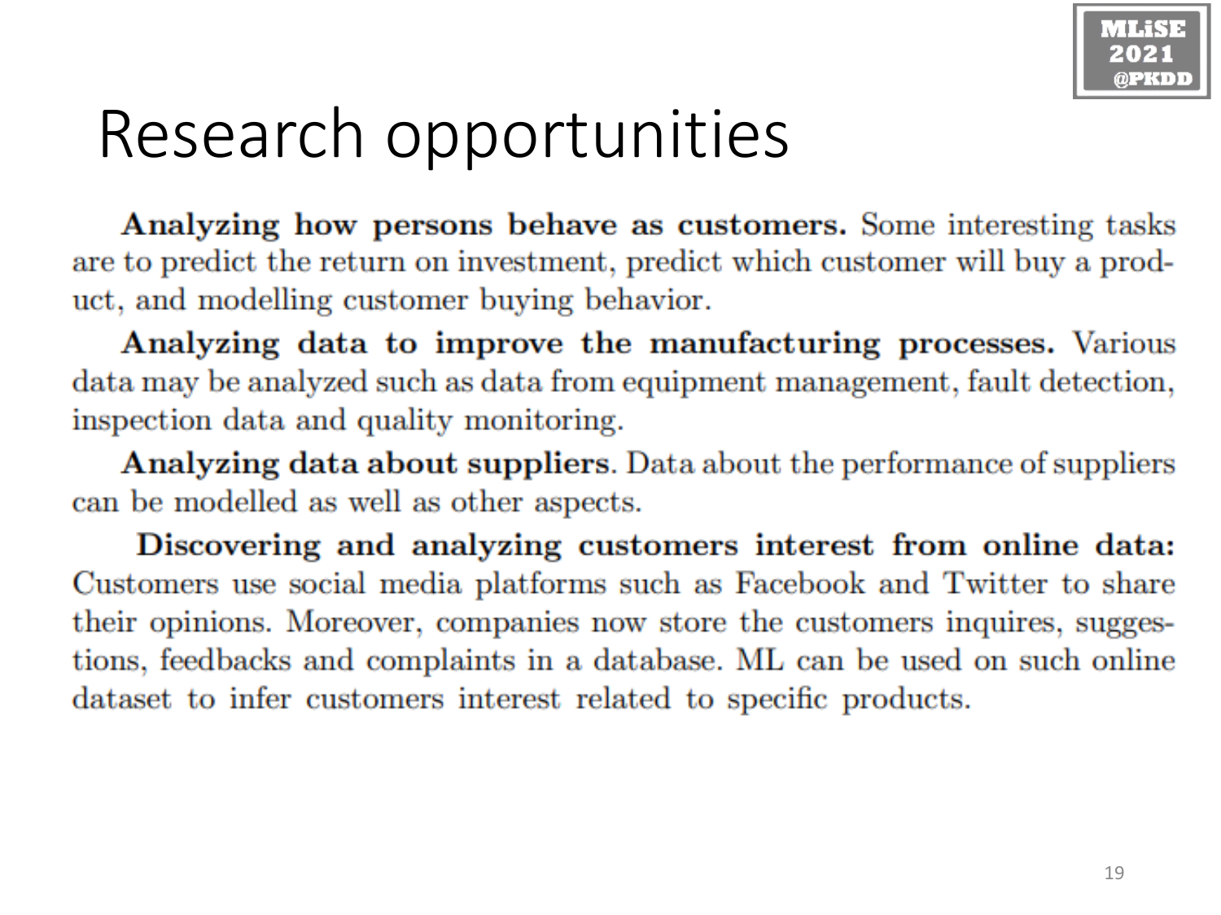# Research opportunities

**Analyzing how persons behave as customers.** Some interesting tasks are to predict the return on investment, predict which customer will buy a product, and modelling customer buying behavior.

**Analyzing data to improve the manufacturing processes.** Various data may be analyzed such as data from equipment management, fault detection, inspection data and quality monitoring.

**Analyzing data about suppliers**. Data about the performance of suppliers can be modelled as well as other aspects.

**Discovering and analyzing customers interest from online data:** Customers use social media platforms such as Facebook and Twitter to share their opinions. Moreover, companies now store the customers inquires, suggestions, feedbacks and complaints in a database. ML can be used on such online dataset to infer customers interest related to specific products.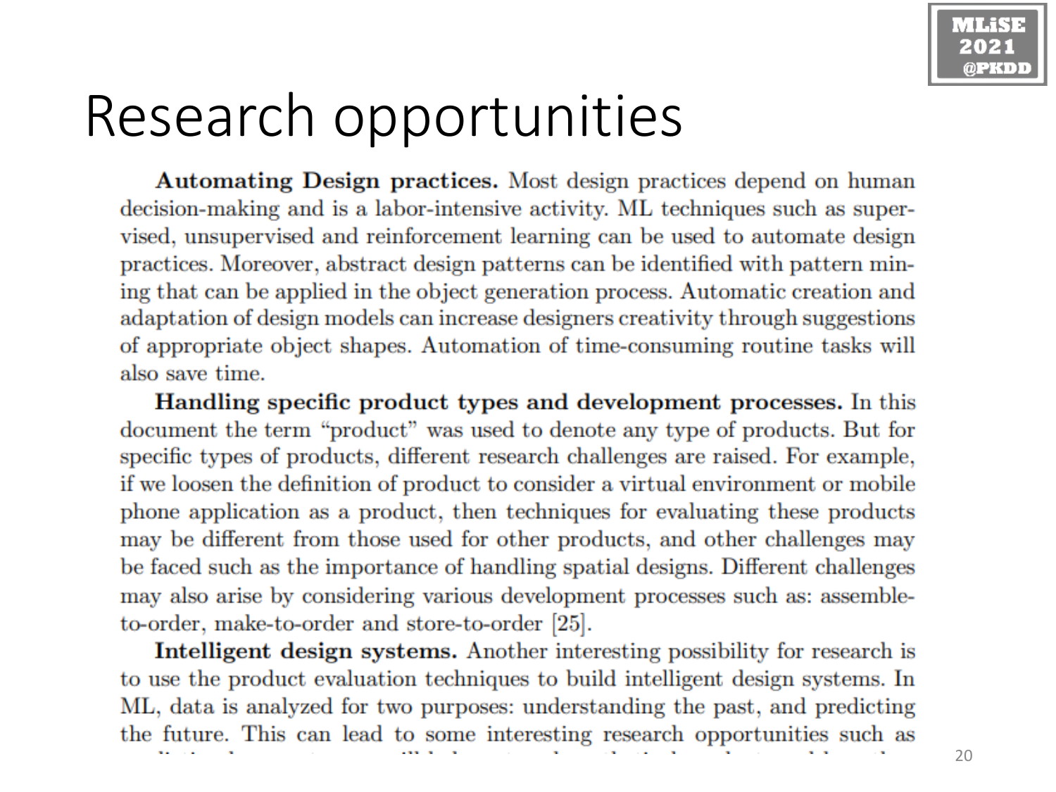# Research opportunities

**Automating Design practices.** Most design practices depend on human decision-making and is a labor-intensive activity. ML techniques such as supervised, unsupervised and reinforcement learning can be used to automate design practices. Moreover, abstract design patterns can be identified with pattern mining that can be applied in the object generation process. Automatic creation and adaptation of design models can increase designers creativity through suggestions of appropriate object shapes. Automation of time-consuming routine tasks will also save time.

**Handling specific product types and development processes.** In this document the term "product" was used to denote any type of products. But for specific types of products, different research challenges are raised. For example, if we loosen the definition of product to consider a virtual environment or mobile phone application as a product, then techniques for evaluating these products may be different from those used for other products, and other challenges may be faced such as the importance of handling spatial designs. Different challenges may also arise by considering various development processes such as: assemble-to-order, make-to-order and store-to-order [25].

**Intelligent design systems.** Another interesting possibility for research is to use the product evaluation techniques to build intelligent design systems. In ML, data is analyzed for two purposes: understanding the past, and predicting the future. This can lead to some interesting research opportunities such as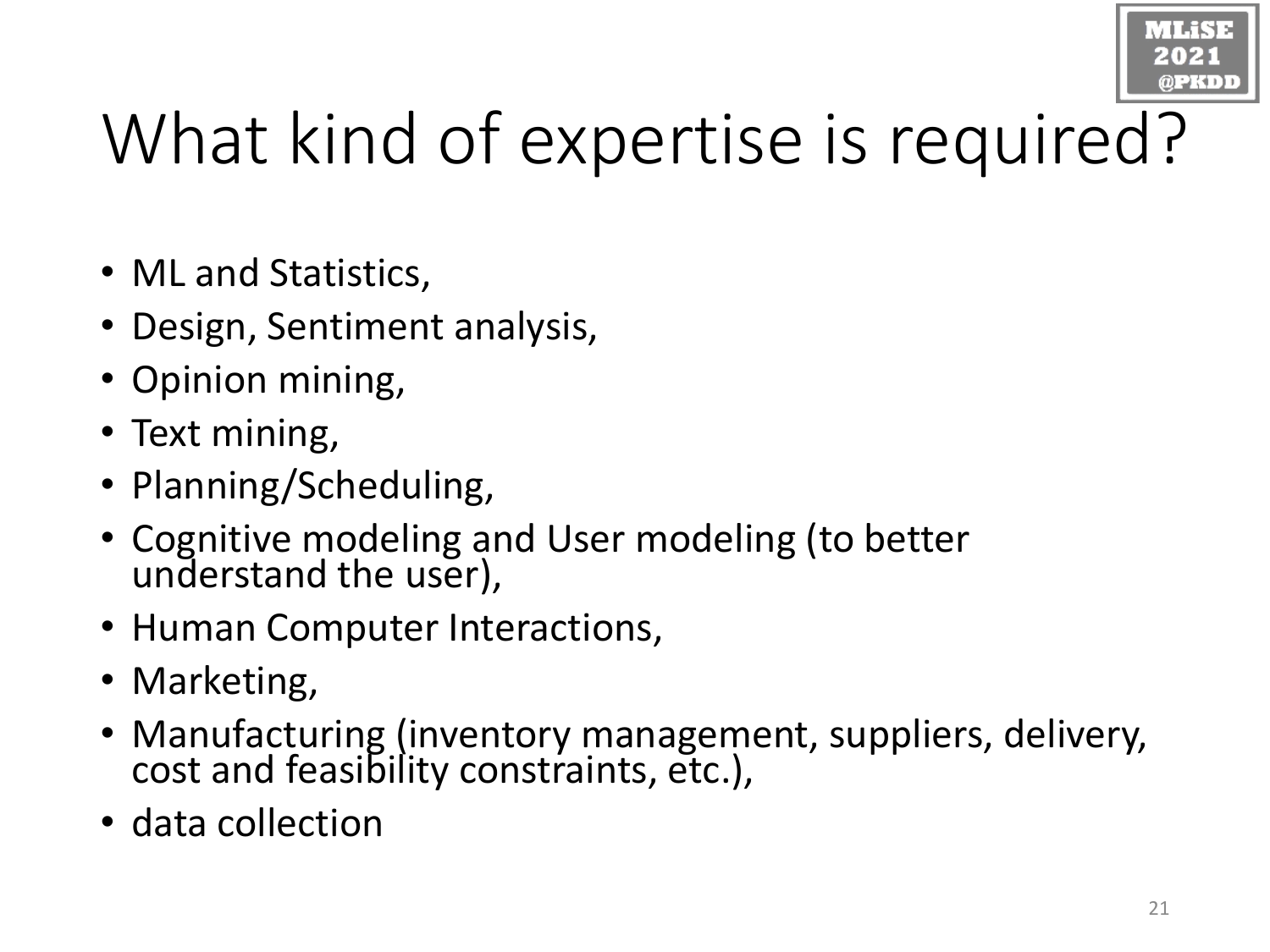# What kind of expertise is required?

- ML and Statistics,
- Design, Sentiment analysis,
- Opinion mining,
- Text mining,
- Planning/Scheduling,
- Cognitive modeling and User modeling (to better understand the user),
- Human Computer Interactions,
- Marketing,
- Manufacturing (inventory management, suppliers, delivery, cost and feasibility constraints, etc.),
- data collection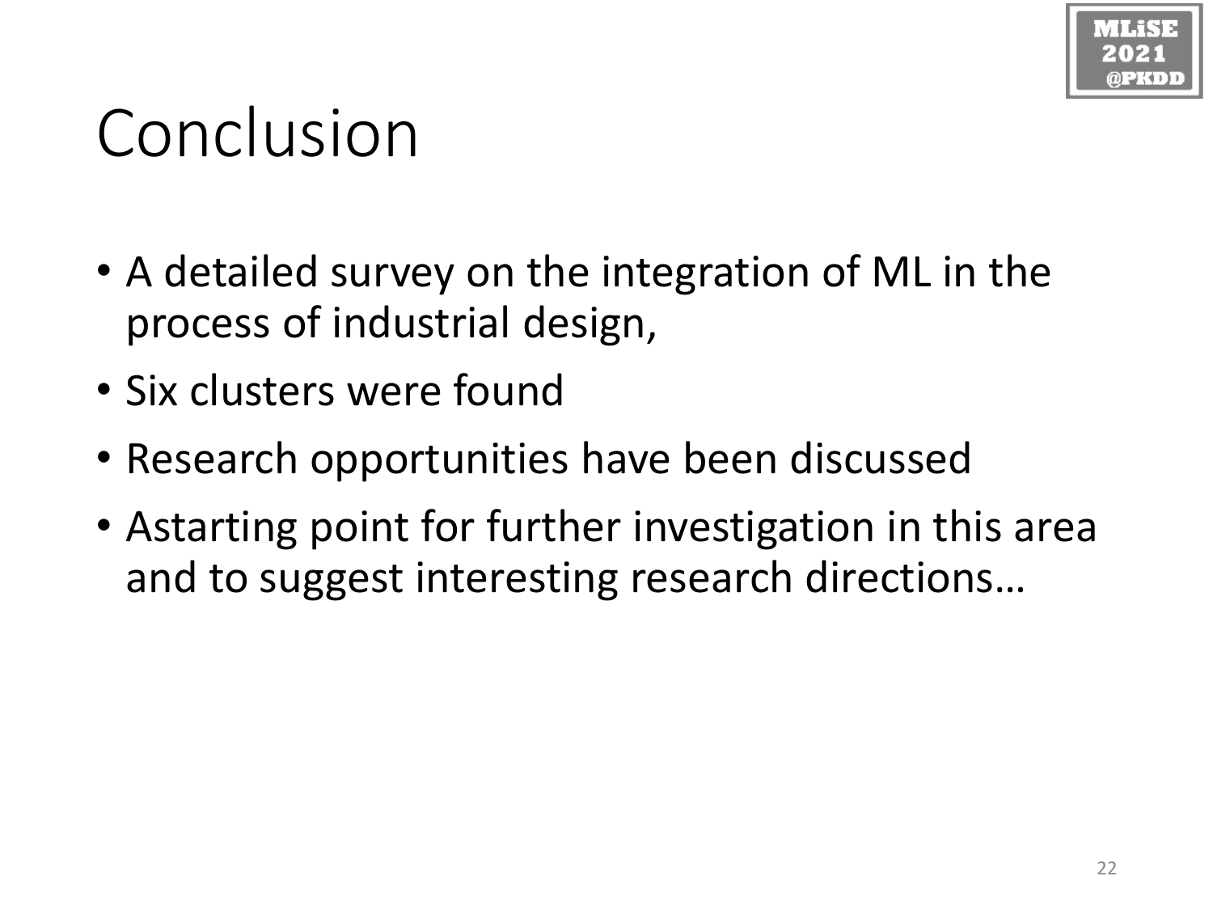# Conclusion

- A detailed survey on the integration of ML in the process of industrial design,
- Six clusters were found
- Research opportunities have been discussed
- Astarting point for further investigation in this area and to suggest interesting research directions…